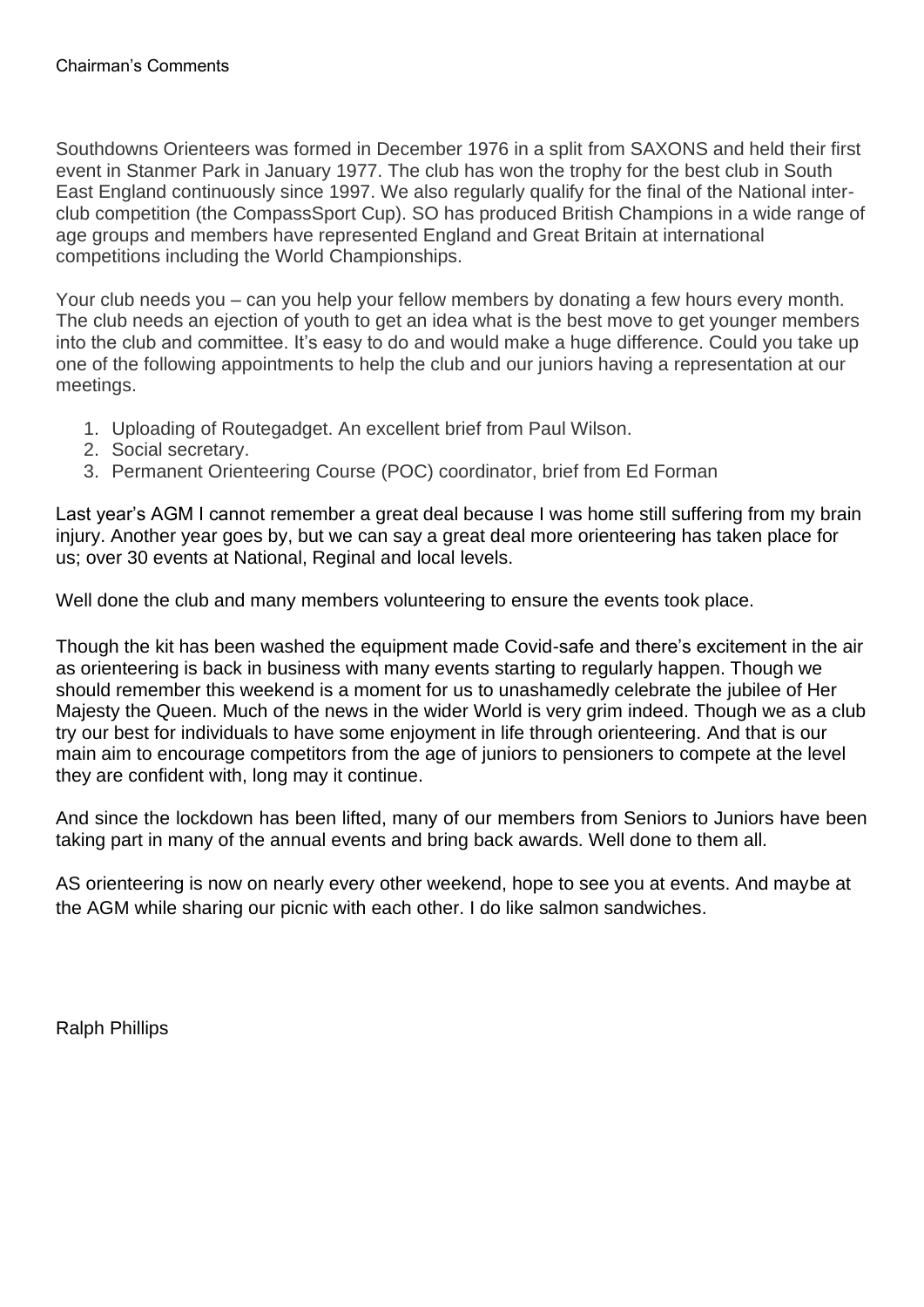# Chairman's Comments

Southdowns Orienteers was formed in December 1976 in a split from SAXONS and held their first event in Stanmer Park in January 1977. The club has won the trophy for the best club in South East England continuously since 1997. We also regularly qualify for the final of the National inter-club competition (the CompassSport Cup). SO has produced British Champions in a wide range of age groups and members have represented England and Great Britain at international competitions including the World Championships.

Your club needs you – can you help your fellow members by donating a few hours every month. The club needs an ejection of youth to get an idea what is the best move to get younger members into the club and committee. It's easy to do and would make a huge difference. Could you take up one of the following appointments to help the club and our juniors having a representation at our meetings.

1. Uploading of Routegadget. An excellent brief from Paul Wilson.
2. Social secretary.
3. Permanent Orienteering Course (POC) coordinator, brief from Ed Forman

Last year's AGM I cannot remember a great deal because I was home still suffering from my brain injury. Another year goes by, but we can say a great deal more orienteering has taken place for us; over 30 events at National, Reginal and local levels.

Well done the club and many members volunteering to ensure the events took place.

Though the kit has been washed the equipment made Covid-safe and there's excitement in the air as orienteering is back in business with many events starting to regularly happen. Though we should remember this weekend is a moment for us to unashamedly celebrate the jubilee of Her Majesty the Queen. Much of the news in the wider World is very grim indeed. Though we as a club try our best for individuals to have some enjoyment in life through orienteering. And that is our main aim to encourage competitors from the age of juniors to pensioners to compete at the level they are confident with, long may it continue.

And since the lockdown has been lifted, many of our members from Seniors to Juniors have been taking part in many of the annual events and bring back awards. Well done to them all.

AS orienteering is now on nearly every other weekend, hope to see you at events. And maybe at the AGM while sharing our picnic with each other. I do like salmon sandwiches.

Ralph Phillips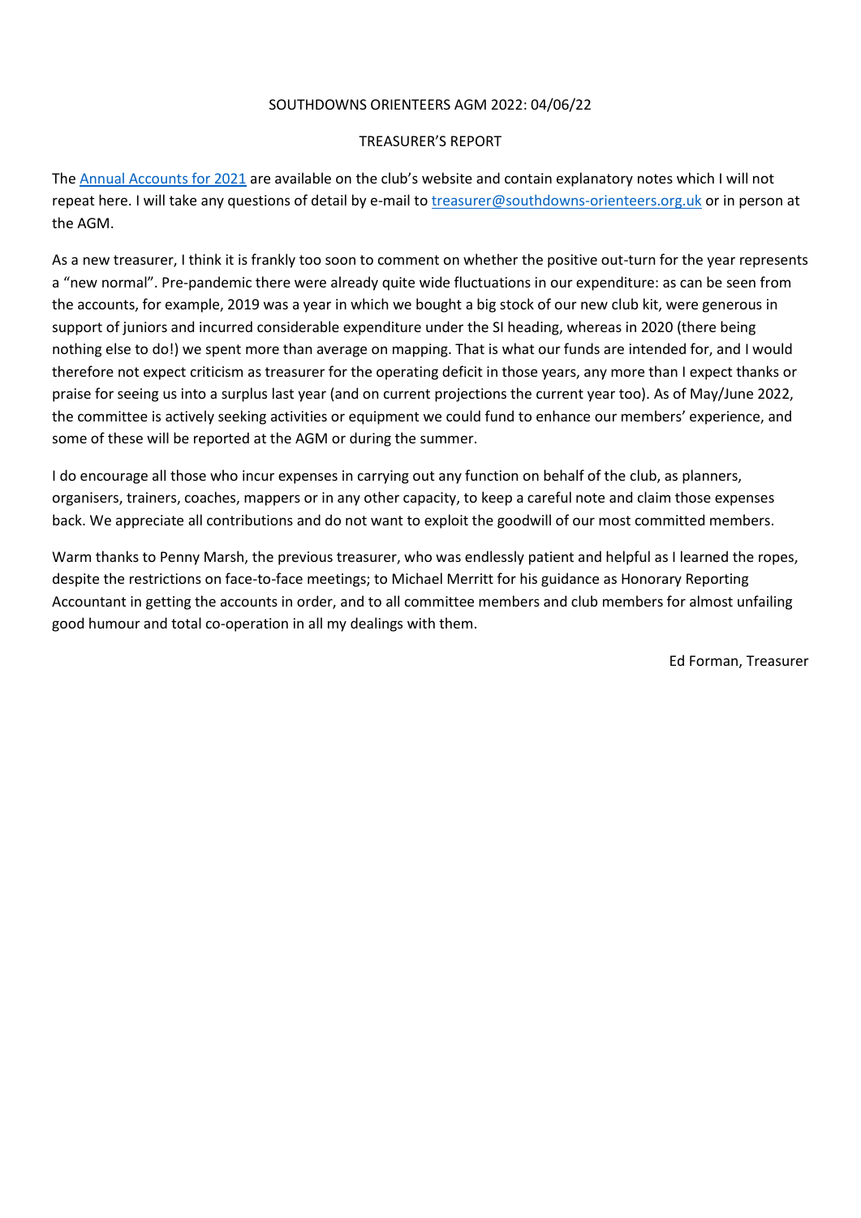SOUTHDOWNS ORIENTEERS AGM 2022: 04/06/22

TREASURER'S REPORT

The [Annual Accounts for 2021](#) are available on the club's website and contain explanatory notes which I will not repeat here. I will take any questions of detail by e-mail to [treasurer@southdowns-orienteers.org.uk](mailto:treasurer@southdowns-orienteers.org.uk) or in person at the AGM.

As a new treasurer, I think it is frankly too soon to comment on whether the positive out-turn for the year represents a "new normal". Pre-pandemic there were already quite wide fluctuations in our expenditure: as can be seen from the accounts, for example, 2019 was a year in which we bought a big stock of our new club kit, were generous in support of juniors and incurred considerable expenditure under the SI heading, whereas in 2020 (there being nothing else to do!) we spent more than average on mapping. That is what our funds are intended for, and I would therefore not expect criticism as treasurer for the operating deficit in those years, any more than I expect thanks or praise for seeing us into a surplus last year (and on current projections the current year too). As of May/June 2022, the committee is actively seeking activities or equipment we could fund to enhance our members' experience, and some of these will be reported at the AGM or during the summer.

I do encourage all those who incur expenses in carrying out any function on behalf of the club, as planners, organisers, trainers, coaches, mappers or in any other capacity, to keep a careful note and claim those expenses back. We appreciate all contributions and do not want to exploit the goodwill of our most committed members.

Warm thanks to Penny Marsh, the previous treasurer, who was endlessly patient and helpful as I learned the ropes, despite the restrictions on face-to-face meetings; to Michael Merritt for his guidance as Honorary Reporting Accountant in getting the accounts in order, and to all committee members and club members for almost unfailing good humour and total co-operation in all my dealings with them.

Ed Forman, Treasurer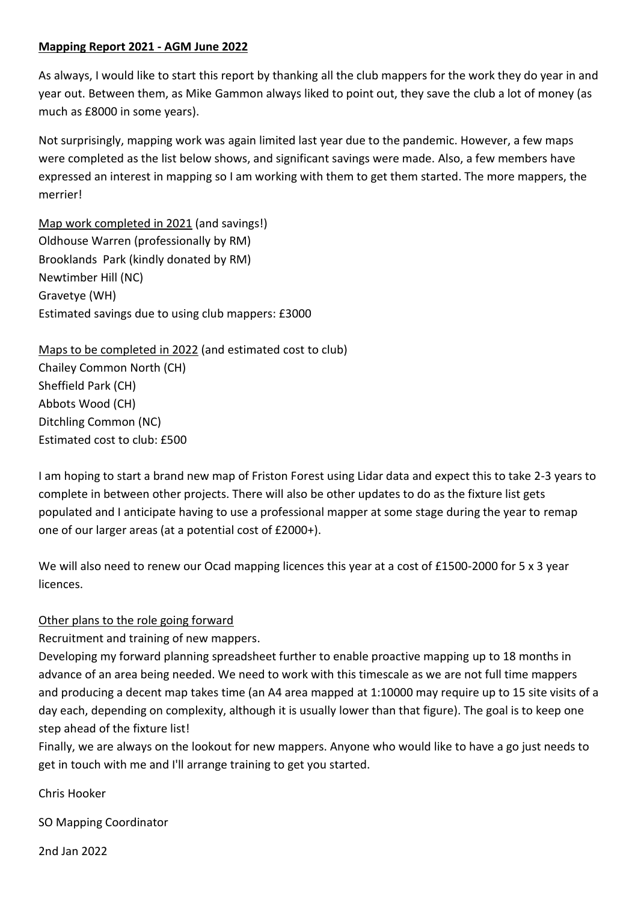**Mapping Report 2021 - AGM June 2022**

As always, I would like to start this report by thanking all the club mappers for the work they do year in and year out. Between them, as Mike Gammon always liked to point out, they save the club a lot of money (as much as £8000 in some years).

Not surprisingly, mapping work was again limited last year due to the pandemic. However, a few maps were completed as the list below shows, and significant savings were made. Also, a few members have expressed an interest in mapping so I am working with them to get them started. The more mappers, the merrier!

Map work completed in 2021 (and savings!)
Oldhouse Warren (professionally by RM)
Brooklands Park (kindly donated by RM)
Newtimber Hill (NC)
Gravetye (WH)
Estimated savings due to using club mappers: £3000

Maps to be completed in 2022 (and estimated cost to club)
Chailey Common North (CH)
Sheffield Park (CH)
Abbots Wood (CH)
Ditchling Common (NC)
Estimated cost to club: £500

I am hoping to start a brand new map of Friston Forest using Lidar data and expect this to take 2-3 years to complete in between other projects. There will also be other updates to do as the fixture list gets populated and I anticipate having to use a professional mapper at some stage during the year to remap one of our larger areas (at a potential cost of £2000+).

We will also need to renew our Ocad mapping licences this year at a cost of £1500-2000 for 5 x 3 year licences.

Other plans to the role going forward
Recruitment and training of new mappers.
Developing my forward planning spreadsheet further to enable proactive mapping up to 18 months in advance of an area being needed. We need to work with this timescale as we are not full time mappers and producing a decent map takes time (an A4 area mapped at 1:10000 may require up to 15 site visits of a day each, depending on complexity, although it is usually lower than that figure). The goal is to keep one step ahead of the fixture list!
Finally, we are always on the lookout for new mappers. Anyone who would like to have a go just needs to get in touch with me and I'll arrange training to get you started.

Chris Hooker

SO Mapping Coordinator

2nd Jan 2022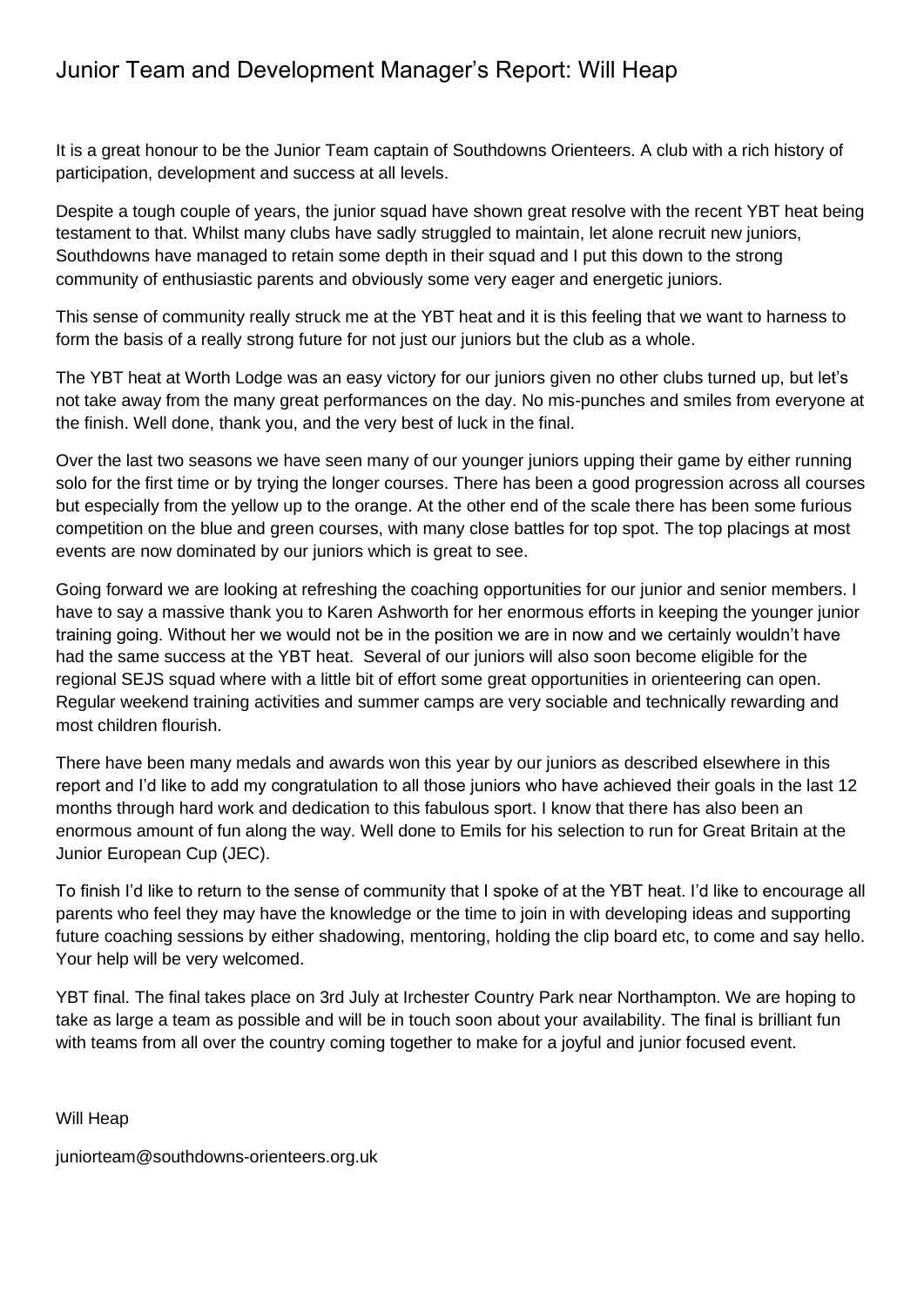# Junior Team and Development Manager's Report: Will Heap

It is a great honour to be the Junior Team captain of Southdowns Orienteers. A club with a rich history of participation, development and success at all levels.

Despite a tough couple of years, the junior squad have shown great resolve with the recent YBT heat being testament to that. Whilst many clubs have sadly struggled to maintain, let alone recruit new juniors, Southdowns have managed to retain some depth in their squad and I put this down to the strong community of enthusiastic parents and obviously some very eager and energetic juniors.

This sense of community really struck me at the YBT heat and it is this feeling that we want to harness to form the basis of a really strong future for not just our juniors but the club as a whole.

The YBT heat at Worth Lodge was an easy victory for our juniors given no other clubs turned up, but let's not take away from the many great performances on the day. No mis-punches and smiles from everyone at the finish. Well done, thank you, and the very best of luck in the final.

Over the last two seasons we have seen many of our younger juniors upping their game by either running solo for the first time or by trying the longer courses. There has been a good progression across all courses but especially from the yellow up to the orange. At the other end of the scale there has been some furious competition on the blue and green courses, with many close battles for top spot. The top placings at most events are now dominated by our juniors which is great to see.

Going forward we are looking at refreshing the coaching opportunities for our junior and senior members. I have to say a massive thank you to Karen Ashworth for her enormous efforts in keeping the younger junior training going. Without her we would not be in the position we are in now and we certainly wouldn't have had the same success at the YBT heat. Several of our juniors will also soon become eligible for the regional SEJS squad where with a little bit of effort some great opportunities in orienteering can open. Regular weekend training activities and summer camps are very sociable and technically rewarding and most children flourish.

There have been many medals and awards won this year by our juniors as described elsewhere in this report and I'd like to add my congratulation to all those juniors who have achieved their goals in the last 12 months through hard work and dedication to this fabulous sport. I know that there has also been an enormous amount of fun along the way. Well done to Emils for his selection to run for Great Britain at the Junior European Cup (JEC).

To finish I'd like to return to the sense of community that I spoke of at the YBT heat. I'd like to encourage all parents who feel they may have the knowledge or the time to join in with developing ideas and supporting future coaching sessions by either shadowing, mentoring, holding the clip board etc, to come and say hello. Your help will be very welcomed.

YBT final. The final takes place on 3rd July at Irchester Country Park near Northampton. We are hoping to take as large a team as possible and will be in touch soon about your availability. The final is brilliant fun with teams from all over the country coming together to make for a joyful and junior focused event.

Will Heap

juniorteam@southdowns-orienteers.org.uk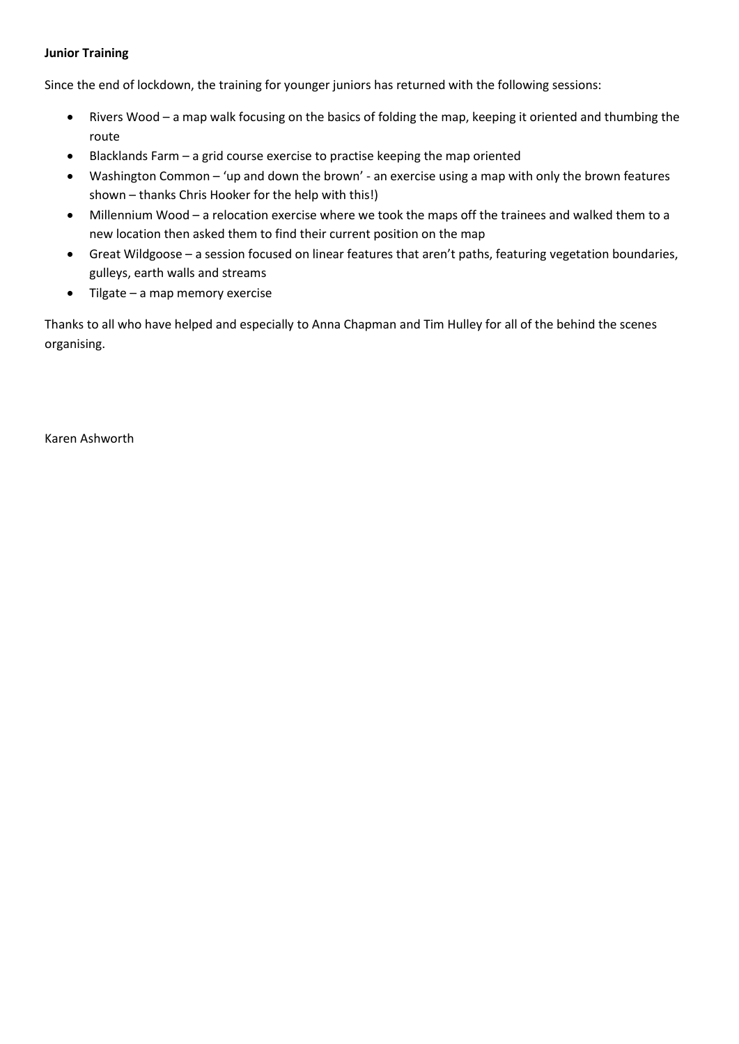**Junior Training**

Since the end of lockdown, the training for younger juniors has returned with the following sessions:

- Rivers Wood – a map walk focusing on the basics of folding the map, keeping it oriented and thumbing the route
- Blacklands Farm – a grid course exercise to practise keeping the map oriented
- Washington Common – 'up and down the brown' - an exercise using a map with only the brown features shown – thanks Chris Hooker for the help with this!)
- Millennium Wood – a relocation exercise where we took the maps off the trainees and walked them to a new location then asked them to find their current position on the map
- Great Wildgoose – a session focused on linear features that aren't paths, featuring vegetation boundaries, gulleys, earth walls and streams
- Tilgate – a map memory exercise

Thanks to all who have helped and especially to Anna Chapman and Tim Hulley for all of the behind the scenes organising.

Karen Ashworth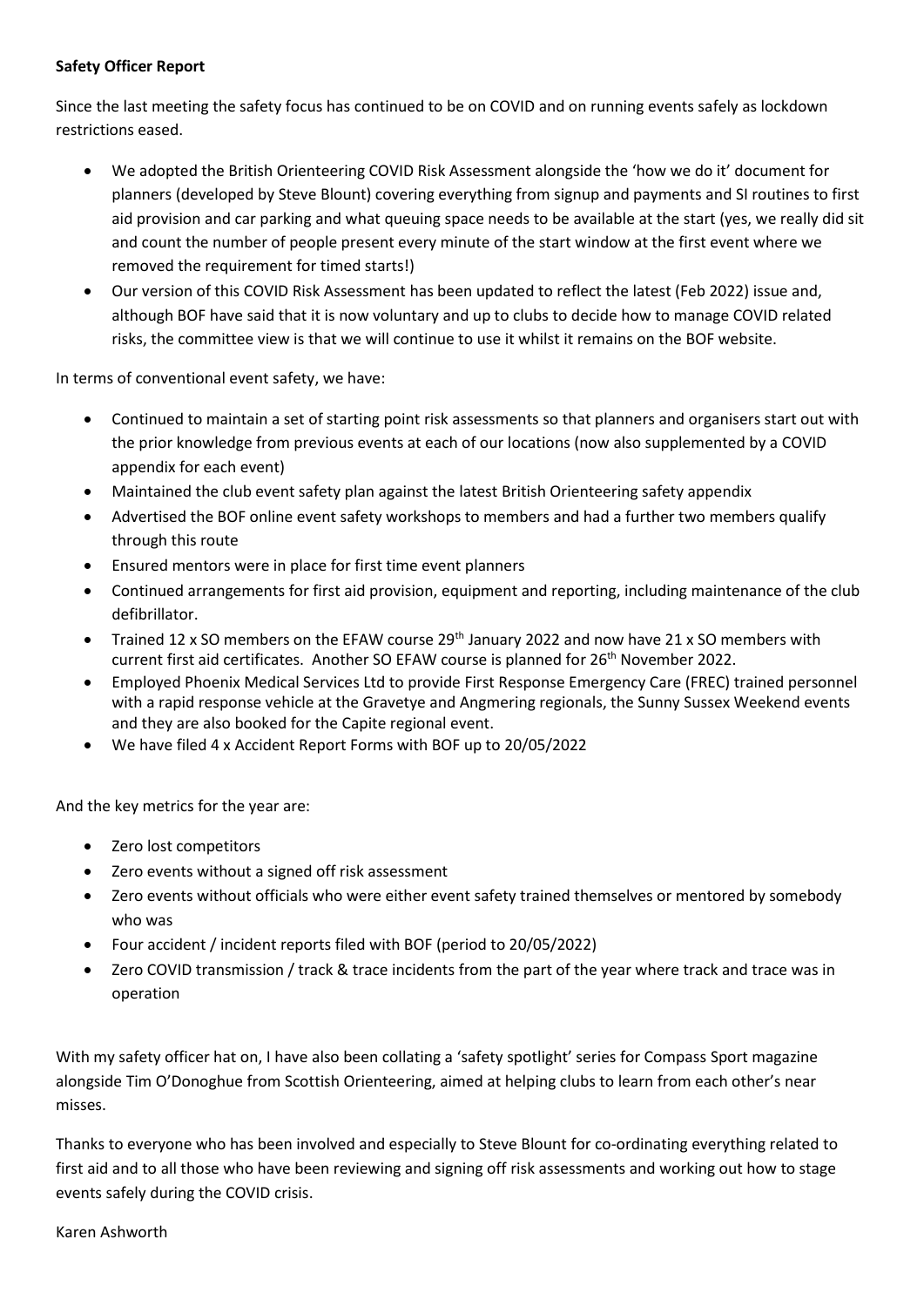**Safety Officer Report**

Since the last meeting the safety focus has continued to be on COVID and on running events safely as lockdown restrictions eased.

- We adopted the British Orienteering COVID Risk Assessment alongside the 'how we do it' document for planners (developed by Steve Blount) covering everything from signup and payments and SI routines to first aid provision and car parking and what queuing space needs to be available at the start (yes, we really did sit and count the number of people present every minute of the start window at the first event where we removed the requirement for timed starts!)
- Our version of this COVID Risk Assessment has been updated to reflect the latest (Feb 2022) issue and, although BOF have said that it is now voluntary and up to clubs to decide how to manage COVID related risks, the committee view is that we will continue to use it whilst it remains on the BOF website.

In terms of conventional event safety, we have:

- Continued to maintain a set of starting point risk assessments so that planners and organisers start out with the prior knowledge from previous events at each of our locations (now also supplemented by a COVID appendix for each event)
- Maintained the club event safety plan against the latest British Orienteering safety appendix
- Advertised the BOF online event safety workshops to members and had a further two members qualify through this route
- Ensured mentors were in place for first time event planners
- Continued arrangements for first aid provision, equipment and reporting, including maintenance of the club defibrillator.
- Trained 12 x SO members on the EFAW course 29th January 2022 and now have 21 x SO members with current first aid certificates. Another SO EFAW course is planned for 26th November 2022.
- Employed Phoenix Medical Services Ltd to provide First Response Emergency Care (FREC) trained personnel with a rapid response vehicle at the Gravetye and Angmering regionals, the Sunny Sussex Weekend events and they are also booked for the Capite regional event.
- We have filed 4 x Accident Report Forms with BOF up to 20/05/2022

And the key metrics for the year are:

- Zero lost competitors
- Zero events without a signed off risk assessment
- Zero events without officials who were either event safety trained themselves or mentored by somebody who was
- Four accident / incident reports filed with BOF (period to 20/05/2022)
- Zero COVID transmission / track & trace incidents from the part of the year where track and trace was in operation

With my safety officer hat on, I have also been collating a 'safety spotlight' series for Compass Sport magazine alongside Tim O'Donoghue from Scottish Orienteering, aimed at helping clubs to learn from each other's near misses.

Thanks to everyone who has been involved and especially to Steve Blount for co-ordinating everything related to first aid and to all those who have been reviewing and signing off risk assessments and working out how to stage events safely during the COVID crisis.

Karen Ashworth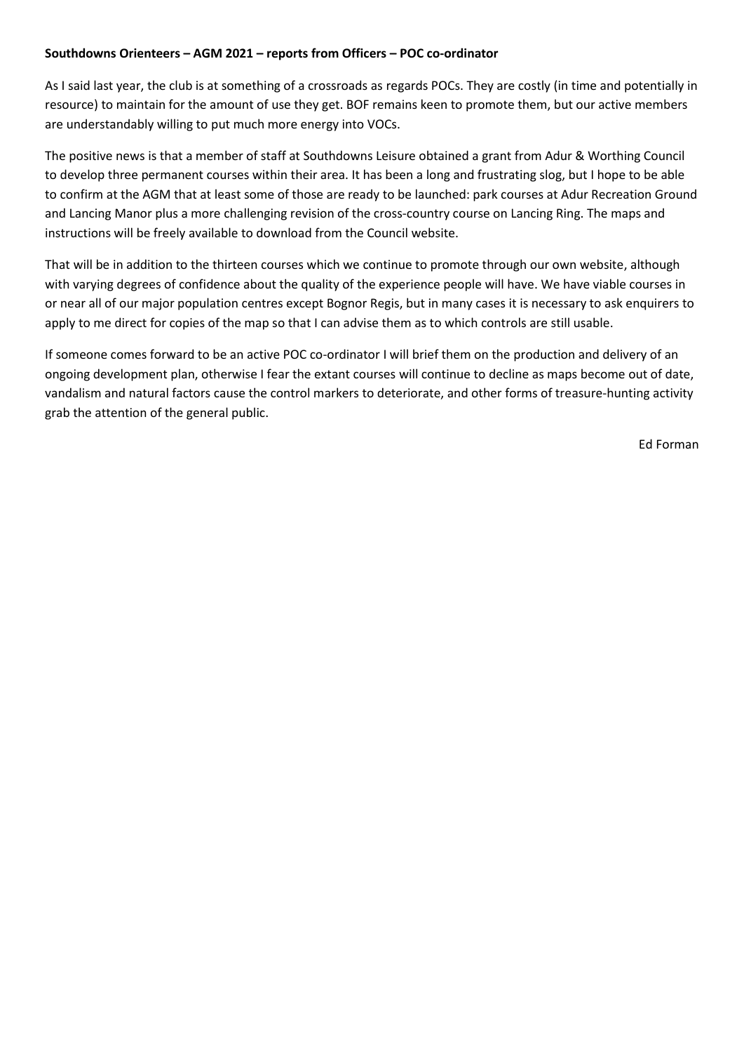**Southdowns Orienteers – AGM 2021 – reports from Officers – POC co-ordinator**

As I said last year, the club is at something of a crossroads as regards POCs. They are costly (in time and potentially in resource) to maintain for the amount of use they get. BOF remains keen to promote them, but our active members are understandably willing to put much more energy into VOCs.

The positive news is that a member of staff at Southdowns Leisure obtained a grant from Adur & Worthing Council to develop three permanent courses within their area. It has been a long and frustrating slog, but I hope to be able to confirm at the AGM that at least some of those are ready to be launched: park courses at Adur Recreation Ground and Lancing Manor plus a more challenging revision of the cross-country course on Lancing Ring. The maps and instructions will be freely available to download from the Council website.

That will be in addition to the thirteen courses which we continue to promote through our own website, although with varying degrees of confidence about the quality of the experience people will have. We have viable courses in or near all of our major population centres except Bognor Regis, but in many cases it is necessary to ask enquirers to apply to me direct for copies of the map so that I can advise them as to which controls are still usable.

If someone comes forward to be an active POC co-ordinator I will brief them on the production and delivery of an ongoing development plan, otherwise I fear the extant courses will continue to decline as maps become out of date, vandalism and natural factors cause the control markers to deteriorate, and other forms of treasure-hunting activity grab the attention of the general public.

Ed Forman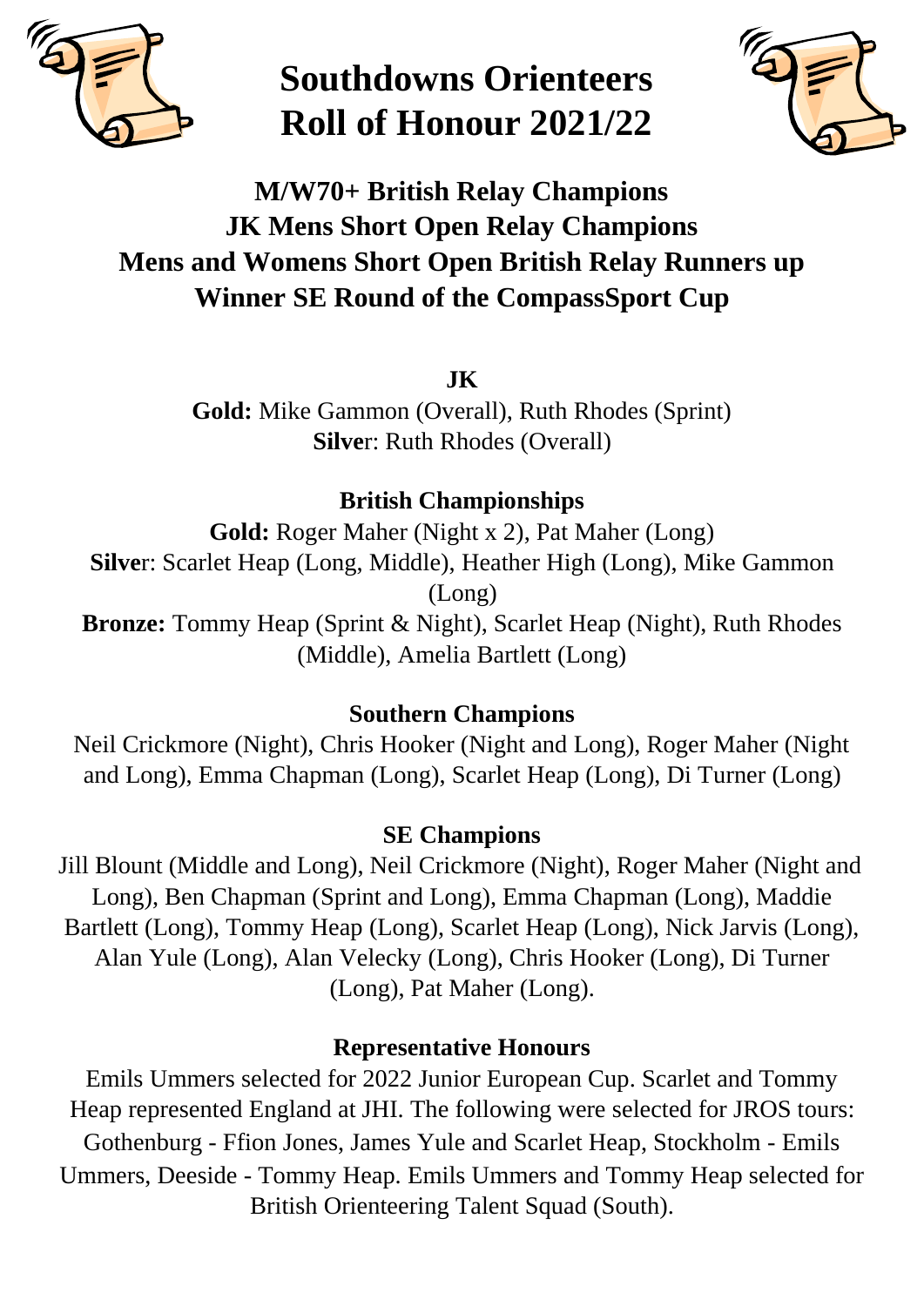# Southdowns Orienteers Roll of Honour 2021/22

## M/W70+ British Relay Champions
## JK Mens Short Open Relay Champions
## Mens and Womens Short Open British Relay Runners up
## Winner SE Round of the CompassSport Cup

### JK

**Gold:** Mike Gammon (Overall), Ruth Rhodes (Sprint)
**Silve**r: Ruth Rhodes (Overall)

### British Championships

**Gold:** Roger Maher (Night x 2), Pat Maher (Long)
**Silve**r: Scarlet Heap (Long, Middle), Heather High (Long), Mike Gammon (Long)
**Bronze:** Tommy Heap (Sprint & Night), Scarlet Heap (Night), Ruth Rhodes (Middle), Amelia Bartlett (Long)

### Southern Champions

Neil Crickmore (Night), Chris Hooker (Night and Long), Roger Maher (Night and Long), Emma Chapman (Long), Scarlet Heap (Long), Di Turner (Long)

### SE Champions

Jill Blount (Middle and Long), Neil Crickmore (Night), Roger Maher (Night and Long), Ben Chapman (Sprint and Long), Emma Chapman (Long), Maddie Bartlett (Long), Tommy Heap (Long), Scarlet Heap (Long), Nick Jarvis (Long), Alan Yule (Long), Alan Velecky (Long), Chris Hooker (Long), Di Turner (Long), Pat Maher (Long).

### Representative Honours

Emils Ummers selected for 2022 Junior European Cup. Scarlet and Tommy Heap represented England at JHI. The following were selected for JROS tours: Gothenburg - Ffion Jones, James Yule and Scarlet Heap, Stockholm - Emils Ummers, Deeside - Tommy Heap. Emils Ummers and Tommy Heap selected for British Orienteering Talent Squad (South).